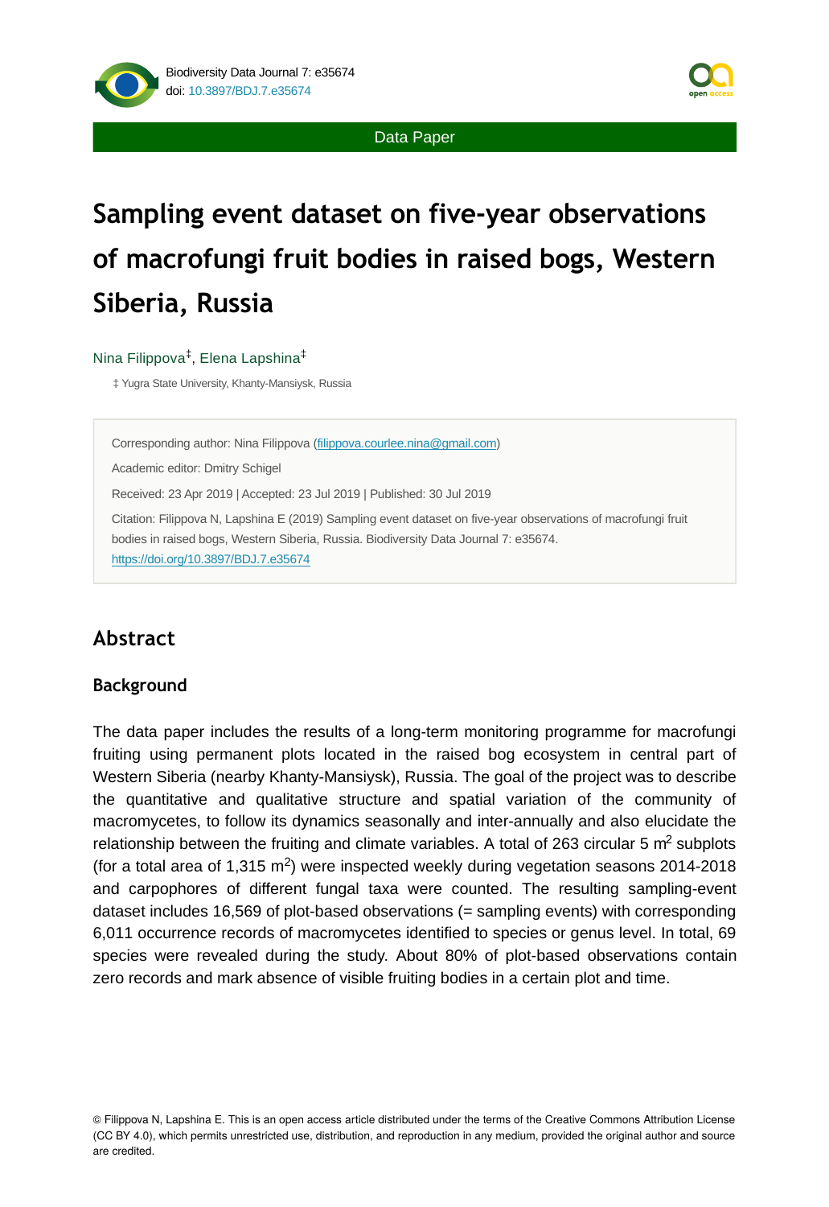Data Paper

# Sampling event dataset on five-year observations of macrofungi fruit bodies in raised bogs, Western Siberia, Russia

Nina Filippova[‡], Elena Lapshina[‡]

‡ Yugra State University, Khanty-Mansiysk, Russia

Corresponding author: Nina Filippova (filippova.courlee.nina@gmail.com)

Academic editor: Dmitry Schigel

Received: 23 Apr 2019 | Accepted: 23 Jul 2019 | Published: 30 Jul 2019

Citation: Filippova N, Lapshina E (2019) Sampling event dataset on five-year observations of macrofungi fruit bodies in raised bogs, Western Siberia, Russia. Biodiversity Data Journal 7: e35674. https://doi.org/10.3897/BDJ.7.e35674

## Abstract

### Background

The data paper includes the results of a long-term monitoring programme for macrofungi fruiting using permanent plots located in the raised bog ecosystem in central part of Western Siberia (nearby Khanty-Mansiysk), Russia. The goal of the project was to describe the quantitative and qualitative structure and spatial variation of the community of macromycetes, to follow its dynamics seasonally and inter-annually and also elucidate the relationship between the fruiting and climate variables. A total of 263 circular 5 $m^2$ subplots (for a total area of 1,315 $m^2$) were inspected weekly during vegetation seasons 2014-2018 and carpophores of different fungal taxa were counted. The resulting sampling-event dataset includes 16,569 of plot-based observations (= sampling events) with corresponding 6,011 occurrence records of macromycetes identified to species or genus level. In total, 69 species were revealed during the study. About 80% of plot-based observations contain zero records and mark absence of visible fruiting bodies in a certain plot and time.

© Filippova N, Lapshina E. This is an open access article distributed under the terms of the Creative Commons Attribution License (CC BY 4.0), which permits unrestricted use, distribution, and reproduction in any medium, provided the original author and source are credited.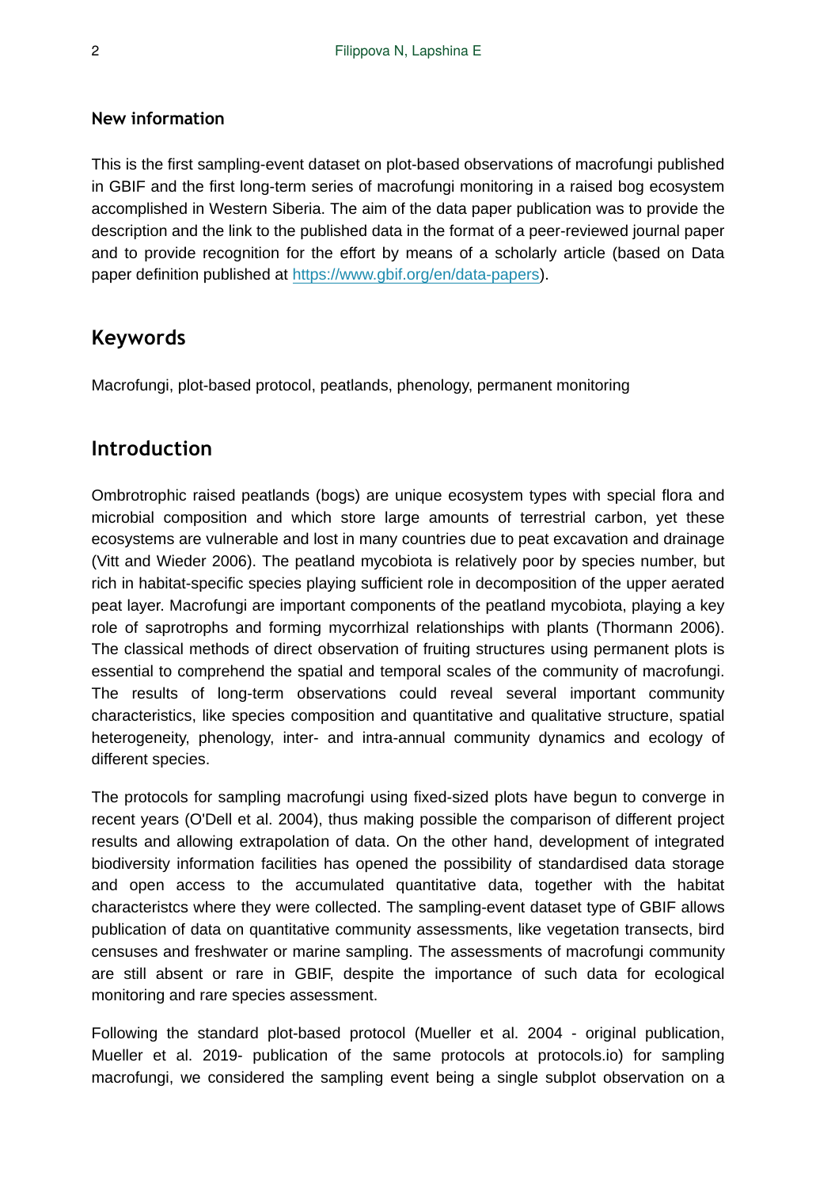### New information

This is the first sampling-event dataset on plot-based observations of macrofungi published in GBIF and the first long-term series of macrofungi monitoring in a raised bog ecosystem accomplished in Western Siberia. The aim of the data paper publication was to provide the description and the link to the published data in the format of a peer-reviewed journal paper and to provide recognition for the effort by means of a scholarly article (based on Data paper definition published at https://www.gbif.org/en/data-papers).

## Keywords

Macrofungi, plot-based protocol, peatlands, phenology, permanent monitoring

## Introduction

Ombrotrophic raised peatlands (bogs) are unique ecosystem types with special flora and microbial composition and which store large amounts of terrestrial carbon, yet these ecosystems are vulnerable and lost in many countries due to peat excavation and drainage (Vitt and Wieder 2006). The peatland mycobiota is relatively poor by species number, but rich in habitat-specific species playing sufficient role in decomposition of the upper aerated peat layer. Macrofungi are important components of the peatland mycobiota, playing a key role of saprotrophs and forming mycorrhizal relationships with plants (Thormann 2006). The classical methods of direct observation of fruiting structures using permanent plots is essential to comprehend the spatial and temporal scales of the community of macrofungi. The results of long-term observations could reveal several important community characteristics, like species composition and quantitative and qualitative structure, spatial heterogeneity, phenology, inter- and intra-annual community dynamics and ecology of different species.

The protocols for sampling macrofungi using fixed-sized plots have begun to converge in recent years (O'Dell et al. 2004), thus making possible the comparison of different project results and allowing extrapolation of data. On the other hand, development of integrated biodiversity information facilities has opened the possibility of standardised data storage and open access to the accumulated quantitative data, together with the habitat characteristcs where they were collected. The sampling-event dataset type of GBIF allows publication of data on quantitative community assessments, like vegetation transects, bird censuses and freshwater or marine sampling. The assessments of macrofungi community are still absent or rare in GBIF, despite the importance of such data for ecological monitoring and rare species assessment.

Following the standard plot-based protocol (Mueller et al. 2004 - original publication, Mueller et al. 2019- publication of the same protocols at protocols.io) for sampling macrofungi, we considered the sampling event being a single subplot observation on a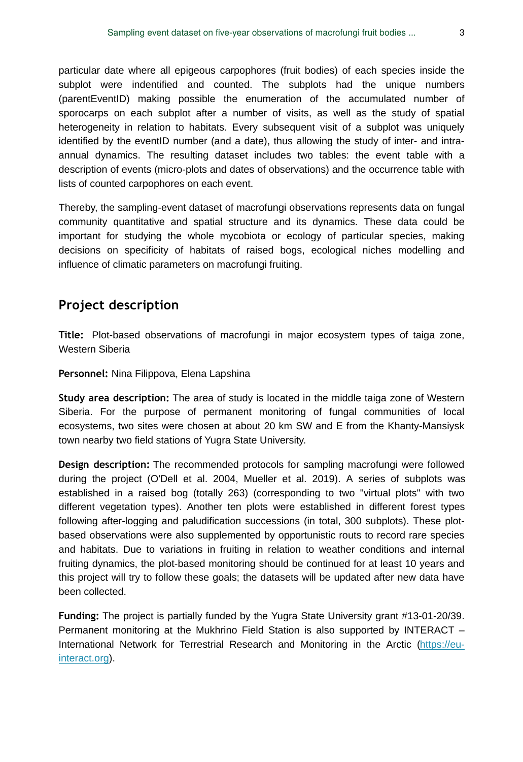particular date where all epigeous carpophores (fruit bodies) of each species inside the subplot were indentified and counted. The subplots had the unique numbers (parentEventID) making possible the enumeration of the accumulated number of sporocarps on each subplot after a number of visits, as well as the study of spatial heterogeneity in relation to habitats. Every subsequent visit of a subplot was uniquely identified by the eventID number (and a date), thus allowing the study of inter- and intra-annual dynamics. The resulting dataset includes two tables: the event table with a description of events (micro-plots and dates of observations) and the occurrence table with lists of counted carpophores on each event.

Thereby, the sampling-event dataset of macrofungi observations represents data on fungal community quantitative and spatial structure and its dynamics. These data could be important for studying the whole mycobiota or ecology of particular species, making decisions on specificity of habitats of raised bogs, ecological niches modelling and influence of climatic parameters on macrofungi fruiting.

## Project description

**Title:** Plot-based observations of macrofungi in major ecosystem types of taiga zone, Western Siberia

**Personnel:** Nina Filippova, Elena Lapshina

**Study area description:** The area of study is located in the middle taiga zone of Western Siberia. For the purpose of permanent monitoring of fungal communities of local ecosystems, two sites were chosen at about 20 km SW and E from the Khanty-Mansiysk town nearby two field stations of Yugra State University.

**Design description:** The recommended protocols for sampling macrofungi were followed during the project (O'Dell et al. 2004, Mueller et al. 2019). A series of subplots was established in a raised bog (totally 263) (corresponding to two "virtual plots" with two different vegetation types). Another ten plots were established in different forest types following after-logging and paludification successions (in total, 300 subplots). These plot-based observations were also supplemented by opportunistic routs to record rare species and habitats. Due to variations in fruiting in relation to weather conditions and internal fruiting dynamics, the plot-based monitoring should be continued for at least 10 years and this project will try to follow these goals; the datasets will be updated after new data have been collected.

**Funding:** The project is partially funded by the Yugra State University grant #13-01-20/39. Permanent monitoring at the Mukhrino Field Station is also supported by INTERACT – International Network for Terrestrial Research and Monitoring in the Arctic (https://eu-interact.org).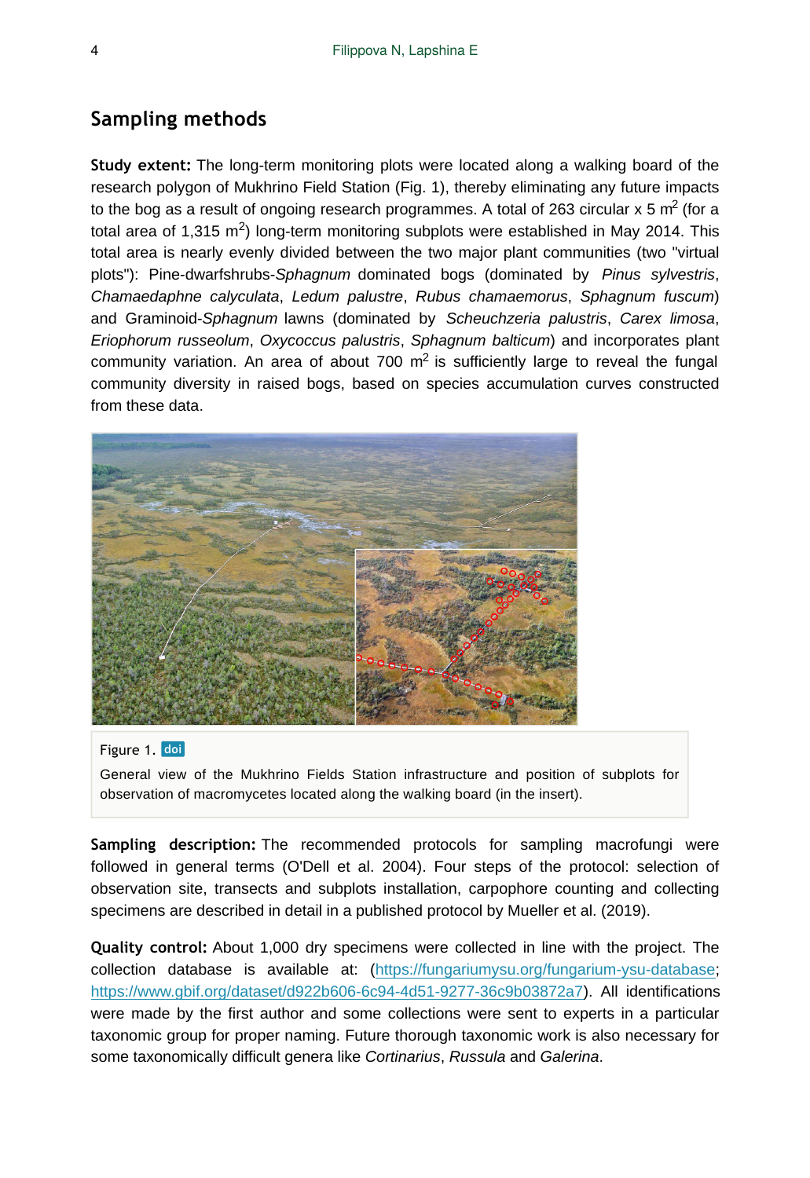## Sampling methods

**Study extent:** The long-term monitoring plots were located along a walking board of the research polygon of Mukhrino Field Station (Fig. 1), thereby eliminating any future impacts to the bog as a result of ongoing research programmes. A total of 263 circular x 5 $m^2$ (for a total area of 1,315 $m^2$) long-term monitoring subplots were established in May 2014. This total area is nearly evenly divided between the two major plant communities (two "virtual plots"): Pine-dwarfshrubs-*Sphagnum* dominated bogs (dominated by *Pinus sylvestris*, *Chamaedaphne calyculata*, *Ledum palustre*, *Rubus chamaemorus*, *Sphagnum fuscum*) and Graminoid-*Sphagnum* lawns (dominated by *Scheuchzeria palustris*, *Carex limosa*, *Eriophorum russeolum*, *Oxycoccus palustris*, *Sphagnum balticum*) and incorporates plant community variation. An area of about 700 $m^2$ is sufficiently large to reveal the fungal community diversity in raised bogs, based on species accumulation curves constructed from these data.

Figure 1. doi

General view of the Mukhrino Fields Station infrastructure and position of subplots for observation of macromycetes located along the walking board (in the insert).

**Sampling description:** The recommended protocols for sampling macrofungi were followed in general terms (O'Dell et al. 2004). Four steps of the protocol: selection of observation site, transects and subplots installation, carpophore counting and collecting specimens are described in detail in a published protocol by Mueller et al. (2019).

**Quality control:** About 1,000 dry specimens were collected in line with the project. The collection database is available at: (https://fungariumysu.org/fungarium-ysu-database; https://www.gbif.org/dataset/d922b606-6c94-4d51-9277-36c9b03872a7). All identifications were made by the first author and some collections were sent to experts in a particular taxonomic group for proper naming. Future thorough taxonomic work is also necessary for some taxonomically difficult genera like *Cortinarius*, *Russula* and *Galerina*.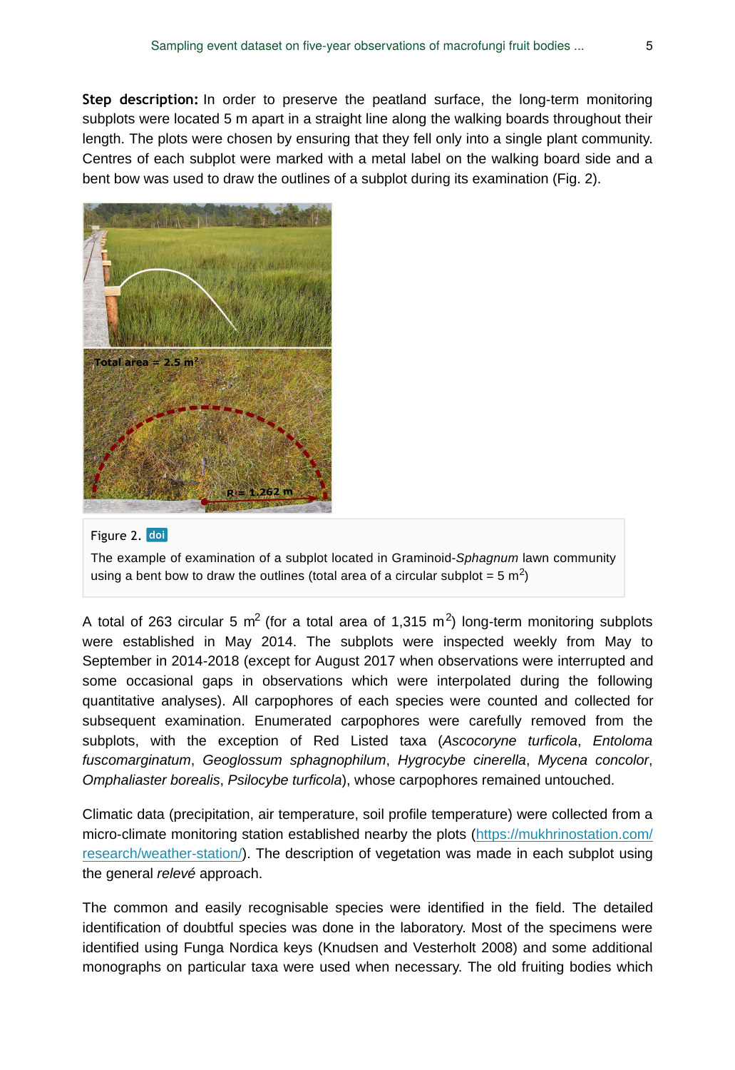**Step description:** In order to preserve the peatland surface, the long-term monitoring subplots were located 5 m apart in a straight line along the walking boards throughout their length. The plots were chosen by ensuring that they fell only into a single plant community. Centres of each subplot were marked with a metal label on the walking board side and a bent bow was used to draw the outlines of a subplot during its examination (Fig. 2).

Figure 2. doi

The example of examination of a subplot located in Graminoid-*Sphagnum* lawn community using a bent bow to draw the outlines (total area of a circular subplot = 5 $m^2$)

A total of 263 circular 5 $m^2$ (for a total area of 1,315 $m^2$) long-term monitoring subplots were established in May 2014. The subplots were inspected weekly from May to September in 2014-2018 (except for August 2017 when observations were interrupted and some occasional gaps in observations which were interpolated during the following quantitative analyses). All carpophores of each species were counted and collected for subsequent examination. Enumerated carpophores were carefully removed from the subplots, with the exception of Red Listed taxa (*Ascocoryne turficola*, *Entoloma fuscomarginatum*, *Geoglossum sphagnophilum*, *Hygrocybe cinerella*, *Mycena concolor*, *Omphaliaster borealis*, *Psilocybe turficola*), whose carpophores remained untouched.

Climatic data (precipitation, air temperature, soil profile temperature) were collected from a micro-climate monitoring station established nearby the plots (https://mukhrinostation.com/research/weather-station/). The description of vegetation was made in each subplot using the general *relevé* approach.

The common and easily recognisable species were identified in the field. The detailed identification of doubtful species was done in the laboratory. Most of the specimens were identified using Funga Nordica keys (Knudsen and Vesterholt 2008) and some additional monographs on particular taxa were used when necessary. The old fruiting bodies which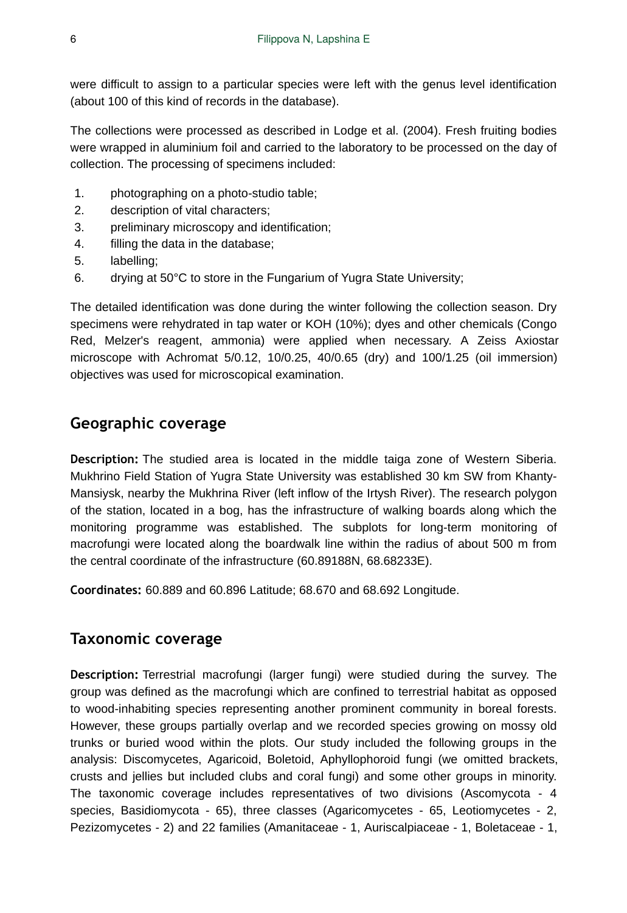were difficult to assign to a particular species were left with the genus level identification (about 100 of this kind of records in the database).

The collections were processed as described in Lodge et al. (2004). Fresh fruiting bodies were wrapped in aluminium foil and carried to the laboratory to be processed on the day of collection. The processing of specimens included:

1. photographing on a photo-studio table;
2. description of vital characters;
3. preliminary microscopy and identification;
4. filling the data in the database;
5. labelling;
6. drying at 50°C to store in the Fungarium of Yugra State University;

The detailed identification was done during the winter following the collection season. Dry specimens were rehydrated in tap water or KOH (10%); dyes and other chemicals (Congo Red, Melzer's reagent, ammonia) were applied when necessary. A Zeiss Axiostar microscope with Achromat 5/0.12, 10/0.25, 40/0.65 (dry) and 100/1.25 (oil immersion) objectives was used for microscopical examination.

## Geographic coverage

**Description:** The studied area is located in the middle taiga zone of Western Siberia. Mukhrino Field Station of Yugra State University was established 30 km SW from Khanty-Mansiysk, nearby the Mukhrina River (left inflow of the Irtysh River). The research polygon of the station, located in a bog, has the infrastructure of walking boards along which the monitoring programme was established. The subplots for long-term monitoring of macrofungi were located along the boardwalk line within the radius of about 500 m from the central coordinate of the infrastructure (60.89188N, 68.68233E).

**Coordinates:** 60.889 and 60.896 Latitude; 68.670 and 68.692 Longitude.

## Taxonomic coverage

**Description:** Terrestrial macrofungi (larger fungi) were studied during the survey. The group was defined as the macrofungi which are confined to terrestrial habitat as opposed to wood-inhabiting species representing another prominent community in boreal forests. However, these groups partially overlap and we recorded species growing on mossy old trunks or buried wood within the plots. Our study included the following groups in the analysis: Discomycetes, Agaricoid, Boletoid, Aphyllophoroid fungi (we omitted brackets, crusts and jellies but included clubs and coral fungi) and some other groups in minority. The taxonomic coverage includes representatives of two divisions (Ascomycota - 4 species, Basidiomycota - 65), three classes (Agaricomycetes - 65, Leotiomycetes - 2, Pezizomycetes - 2) and 22 families (Amanitaceae - 1, Auriscalpiaceae - 1, Boletaceae - 1,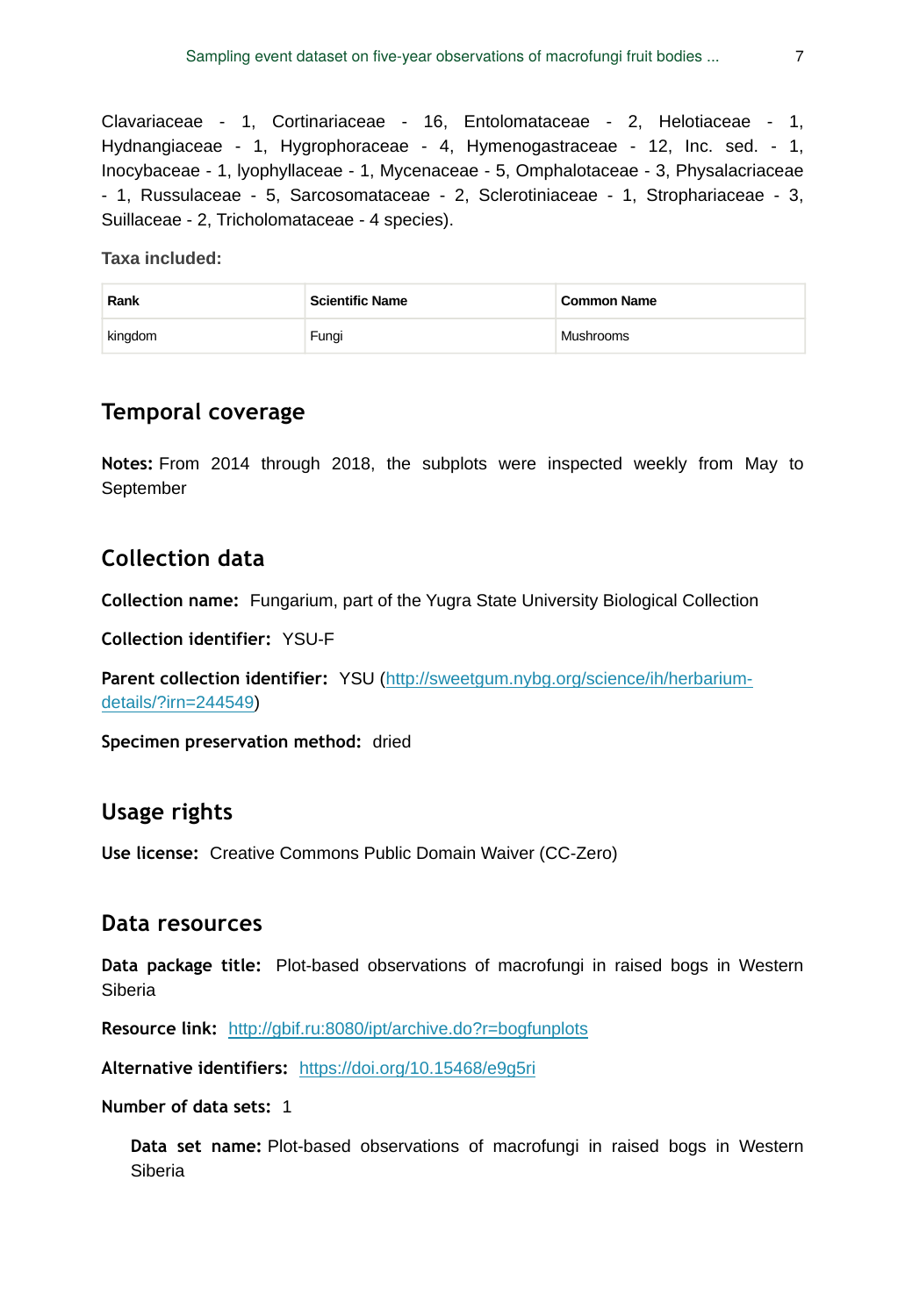Clavariaceae - 1, Cortinariaceae - 16, Entolomataceae - 2, Helotiaceae - 1, Hydnangiaceae - 1, Hygrophoraceae - 4, Hymenogastraceae - 12, Inc. sed. - 1, Inocybaceae - 1, lyophyllaceae - 1, Mycenaceae - 5, Omphalotaceae - 3, Physalacriaceae - 1, Russulaceae - 5, Sarcosomataceae - 2, Sclerotiniaceae - 1, Strophariaceae - 3, Suillaceae - 2, Tricholomataceae - 4 species).

**Taxa included:**

| Rank | Scientific Name | Common Name |
| --- | --- | --- |
| kingdom | Fungi | Mushrooms |

## Temporal coverage

**Notes:** From 2014 through 2018, the subplots were inspected weekly from May to September

## Collection data

**Collection name:** Fungarium, part of the Yugra State University Biological Collection

**Collection identifier:** YSU-F

**Parent collection identifier:** YSU (http://sweetgum.nybg.org/science/ih/herbarium-details/?irn=244549)

**Specimen preservation method:** dried

## Usage rights

**Use license:** Creative Commons Public Domain Waiver (CC-Zero)

## Data resources

**Data package title:** Plot-based observations of macrofungi in raised bogs in Western Siberia

**Resource link:** http://gbif.ru:8080/ipt/archive.do?r=bogfunplots

**Alternative identifiers:** https://doi.org/10.15468/e9g5ri

**Number of data sets:** 1

> **Data set name:** Plot-based observations of macrofungi in raised bogs in Western Siberia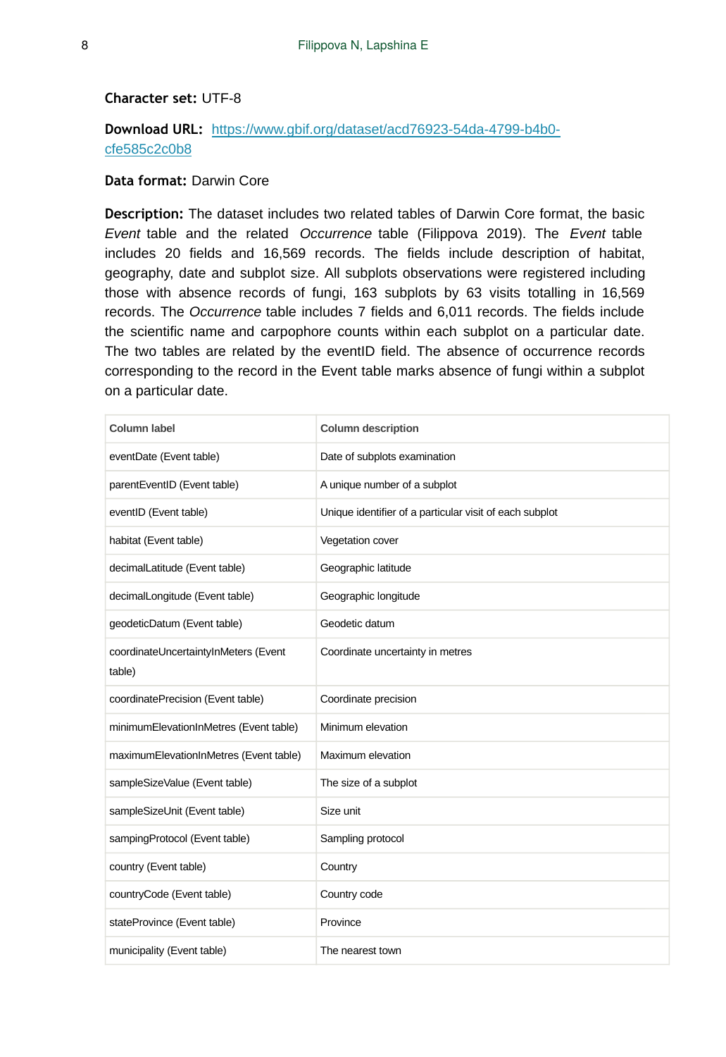**Character set:** UTF-8

**Download URL:** [https://www.gbif.org/dataset/acd76923-54da-4799-b4b0-cfe585c2c0b8](https://www.gbif.org/dataset/acd76923-54da-4799-b4b0-cfe585c2c0b8)

**Data format:** Darwin Core

**Description:** The dataset includes two related tables of Darwin Core format, the basic *Event* table and the related *Occurrence* table (Filippova 2019). The *Event* table includes 20 fields and 16,569 records. The fields include description of habitat, geography, date and subplot size. All subplots observations were registered including those with absence records of fungi, 163 subplots by 63 visits totalling in 16,569 records. The *Occurrence* table includes 7 fields and 6,011 records. The fields include the scientific name and carpophore counts within each subplot on a particular date. The two tables are related by the eventID field. The absence of occurrence records corresponding to the record in the Event table marks absence of fungi within a subplot on a particular date.

| Column label | Column description |
|---|---|
| eventDate (Event table) | Date of subplots examination |
| parentEventID (Event table) | A unique number of a subplot |
| eventID (Event table) | Unique identifier of a particular visit of each subplot |
| habitat (Event table) | Vegetation cover |
| decimalLatitude (Event table) | Geographic latitude |
| decimalLongitude (Event table) | Geographic longitude |
| geodeticDatum (Event table) | Geodetic datum |
| coordinateUncertaintyInMeters (Event table) | Coordinate uncertainty in metres |
| coordinatePrecision (Event table) | Coordinate precision |
| minimumElevationInMetres (Event table) | Minimum elevation |
| maximumElevationInMetres (Event table) | Maximum elevation |
| sampleSizeValue (Event table) | The size of a subplot |
| sampleSizeUnit (Event table) | Size unit |
| sampingProtocol (Event table) | Sampling protocol |
| country (Event table) | Country |
| countryCode (Event table) | Country code |
| stateProvince (Event table) | Province |
| municipality (Event table) | The nearest town |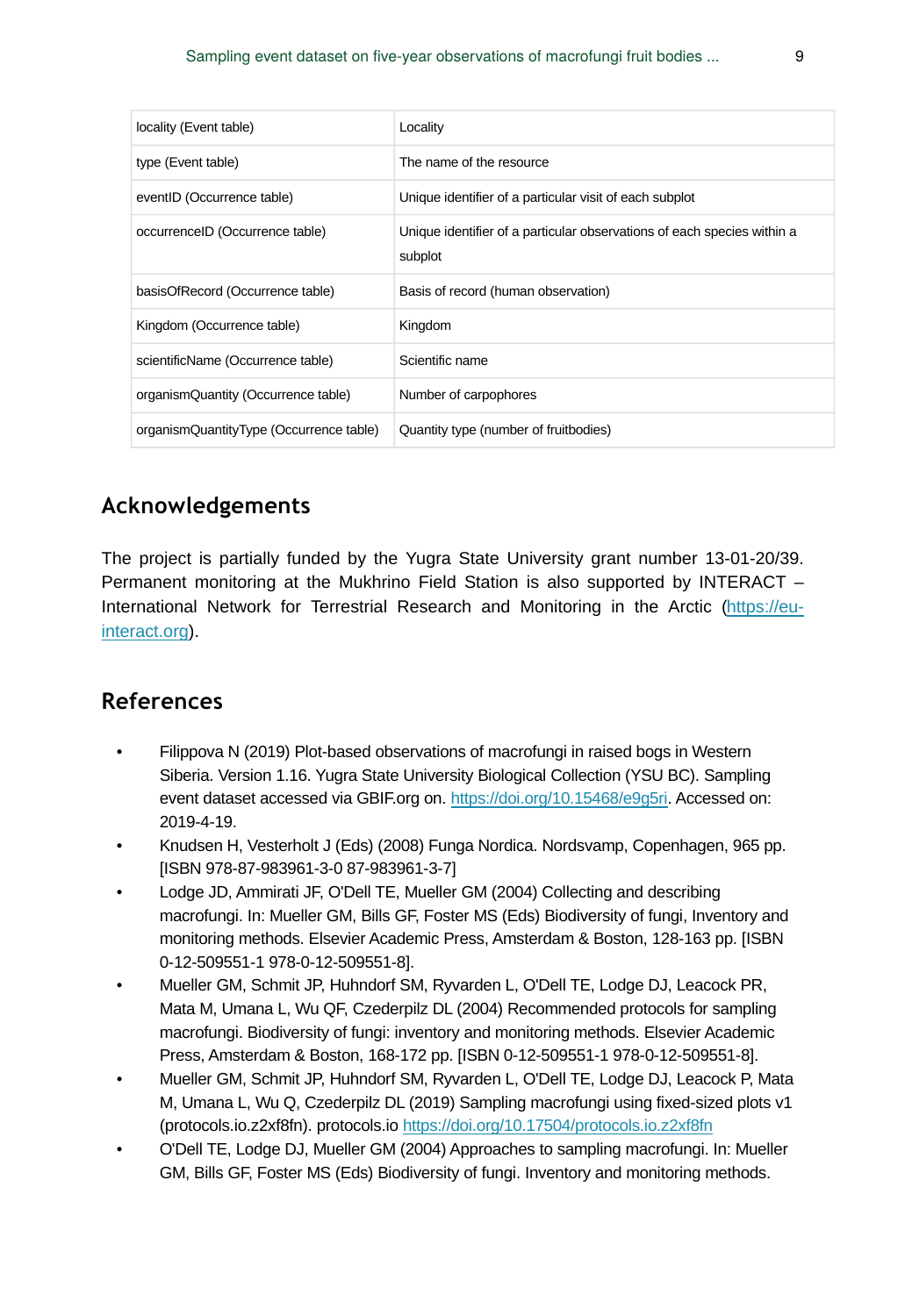| | |
|---|---|
| locality (Event table) | Locality |
| type (Event table) | The name of the resource |
| eventID (Occurrence table) | Unique identifier of a particular visit of each subplot |
| occurrenceID (Occurrence table) | Unique identifier of a particular observations of each species within a subplot |
| basisOfRecord (Occurrence table) | Basis of record (human observation) |
| Kingdom (Occurrence table) | Kingdom |
| scientificName (Occurrence table) | Scientific name |
| organismQuantity (Occurrence table) | Number of carpophores |
| organismQuantityType (Occurrence table) | Quantity type (number of fruitbodies) |

## Acknowledgements

The project is partially funded by the Yugra State University grant number 13-01-20/39. Permanent monitoring at the Mukhrino Field Station is also supported by INTERACT – International Network for Terrestrial Research and Monitoring in the Arctic (https://eu-interact.org).

## References

- Filippova N (2019) Plot-based observations of macrofungi in raised bogs in Western Siberia. Version 1.16. Yugra State University Biological Collection (YSU BC). Sampling event dataset accessed via GBIF.org on. https://doi.org/10.15468/e9g5ri. Accessed on: 2019-4-19.
- Knudsen H, Vesterholt J (Eds) (2008) Funga Nordica. Nordsvamp, Copenhagen, 965 pp. [ISBN 978-87-983961-3-0 87-983961-3-7]
- Lodge JD, Ammirati JF, O'Dell TE, Mueller GM (2004) Collecting and describing macrofungi. In: Mueller GM, Bills GF, Foster MS (Eds) Biodiversity of fungi, Inventory and monitoring methods. Elsevier Academic Press, Amsterdam & Boston, 128-163 pp. [ISBN 0-12-509551-1 978-0-12-509551-8].
- Mueller GM, Schmit JP, Huhndorf SM, Ryvarden L, O'Dell TE, Lodge DJ, Leacock PR, Mata M, Umana L, Wu QF, Czederpilz DL (2004) Recommended protocols for sampling macrofungi. Biodiversity of fungi: inventory and monitoring methods. Elsevier Academic Press, Amsterdam & Boston, 168-172 pp. [ISBN 0-12-509551-1 978-0-12-509551-8].
- Mueller GM, Schmit JP, Huhndorf SM, Ryvarden L, O'Dell TE, Lodge DJ, Leacock P, Mata M, Umana L, Wu Q, Czederpilz DL (2019) Sampling macrofungi using fixed-sized plots v1 (protocols.io.z2xf8fn). protocols.io https://doi.org/10.17504/protocols.io.z2xf8fn
- O'Dell TE, Lodge DJ, Mueller GM (2004) Approaches to sampling macrofungi. In: Mueller GM, Bills GF, Foster MS (Eds) Biodiversity of fungi. Inventory and monitoring methods.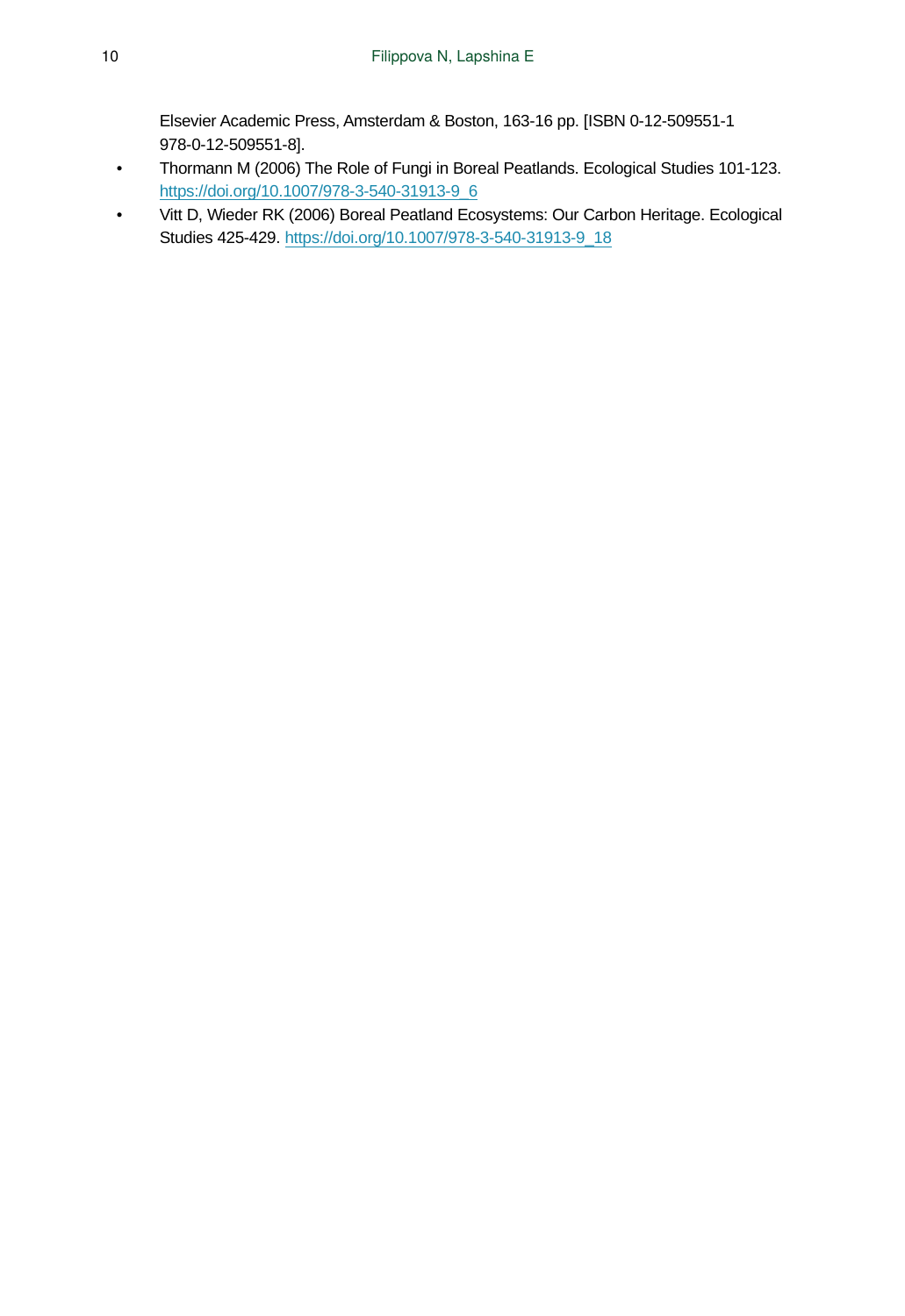Elsevier Academic Press, Amsterdam & Boston, 163-16 pp. [ISBN 0-12-509551-1 978-0-12-509551-8].

- Thormann M (2006) The Role of Fungi in Boreal Peatlands. Ecological Studies 101-123. https://doi.org/10.1007/978-3-540-31913-9_6
- Vitt D, Wieder RK (2006) Boreal Peatland Ecosystems: Our Carbon Heritage. Ecological Studies 425-429. https://doi.org/10.1007/978-3-540-31913-9_18